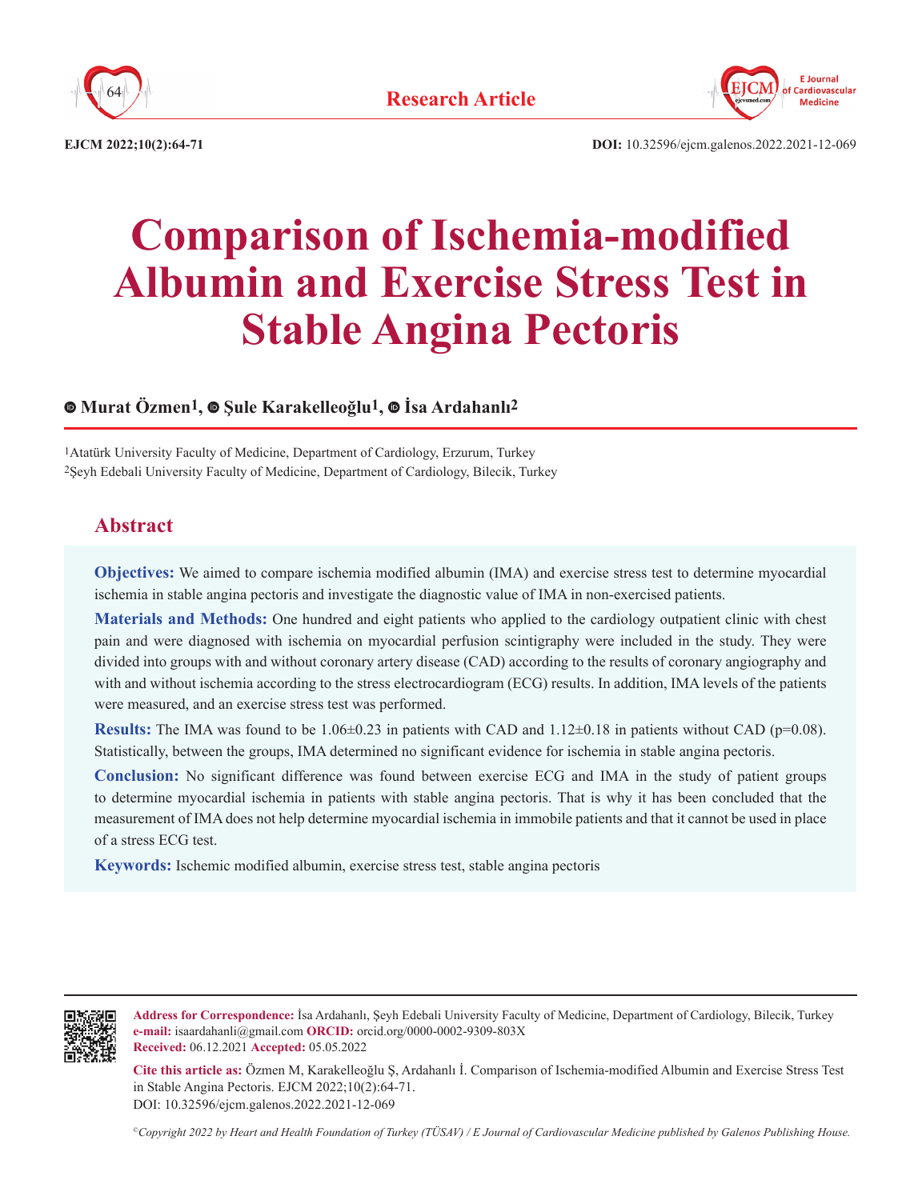Research Article

# Comparison of Ischemia-modified Albumin and Exercise Stress Test in Stable Angina Pectoris

**Murat Özmen[1], Şule Karakelleoğlu[1], İsa Ardahanlı[2]**

[1]Atatürk University Faculty of Medicine, Department of Cardiology, Erzurum, Turkey
[2]Şeyh Edebali University Faculty of Medicine, Department of Cardiology, Bilecik, Turkey

## Abstract

**Objectives:** We aimed to compare ischemia modified albumin (IMA) and exercise stress test to determine myocardial ischemia in stable angina pectoris and investigate the diagnostic value of IMA in non-exercised patients.

**Materials and Methods:** One hundred and eight patients who applied to the cardiology outpatient clinic with chest pain and were diagnosed with ischemia on myocardial perfusion scintigraphy were included in the study. They were divided into groups with and without coronary artery disease (CAD) according to the results of coronary angiography and with and without ischemia according to the stress electrocardiogram (ECG) results. In addition, IMA levels of the patients were measured, and an exercise stress test was performed.

**Results:** The IMA was found to be 1.06±0.23 in patients with CAD and 1.12±0.18 in patients without CAD (p=0.08). Statistically, between the groups, IMA determined no significant evidence for ischemia in stable angina pectoris.

**Conclusion:** No significant difference was found between exercise ECG and IMA in the study of patient groups to determine myocardial ischemia in patients with stable angina pectoris. That is why it has been concluded that the measurement of IMA does not help determine myocardial ischemia in immobile patients and that it cannot be used in place of a stress ECG test.

**Keywords:** Ischemic modified albumin, exercise stress test, stable angina pectoris

---

**Address for Correspondence:** İsa Ardahanlı, Şeyh Edebali University Faculty of Medicine, Department of Cardiology, Bilecik, Turkey
**e-mail:** isaardahanli@gmail.com **ORCID:** orcid.org/0000-0002-9309-803X
**Received:** 06.12.2021 **Accepted:** 05.05.2022

**Cite this article as:** Özmen M, Karakelleoğlu Ş, Ardahanlı İ. Comparison of Ischemia-modified Albumin and Exercise Stress Test in Stable Angina Pectoris. EJCM 2022;10(2):64-71.
DOI: 10.32596/ejcm.galenos.2022.2021-12-069

*©Copyright 2022 by Heart and Health Foundation of Turkey (TÜSAV) / E Journal of Cardiovascular Medicine published by Galenos Publishing House.*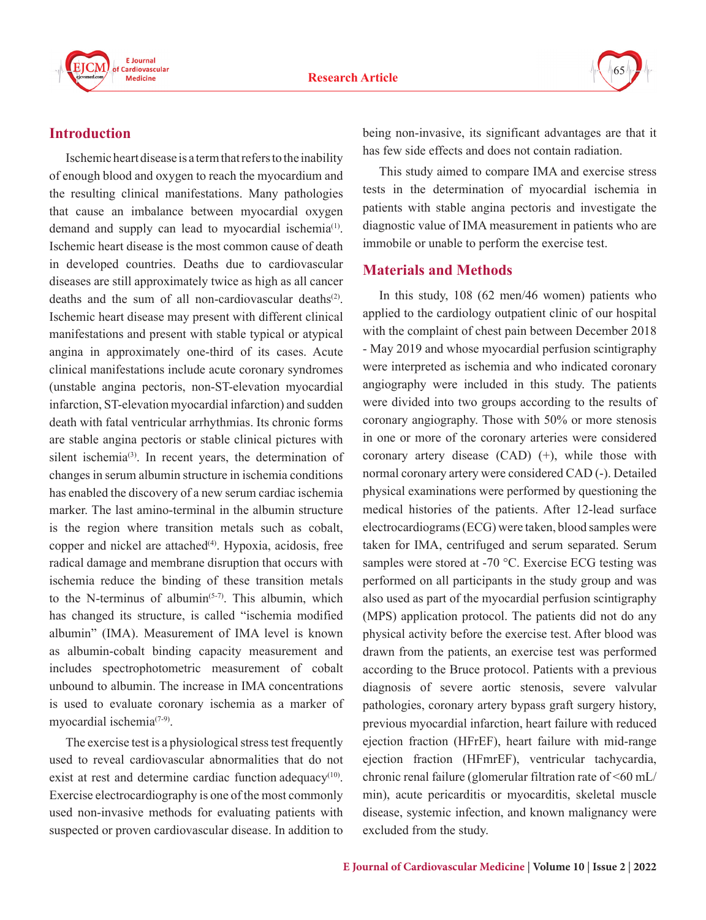## Introduction

Ischemic heart disease is a term that refers to the inability of enough blood and oxygen to reach the myocardium and the resulting clinical manifestations. Many pathologies that cause an imbalance between myocardial oxygen demand and supply can lead to myocardial ischemia[1]. Ischemic heart disease is the most common cause of death in developed countries. Deaths due to cardiovascular diseases are still approximately twice as high as all cancer deaths and the sum of all non-cardiovascular deaths[2]. Ischemic heart disease may present with different clinical manifestations and present with stable typical or atypical angina in approximately one-third of its cases. Acute clinical manifestations include acute coronary syndromes (unstable angina pectoris, non-ST-elevation myocardial infarction, ST-elevation myocardial infarction) and sudden death with fatal ventricular arrhythmias. Its chronic forms are stable angina pectoris or stable clinical pictures with silent ischemia[3]. In recent years, the determination of changes in serum albumin structure in ischemia conditions has enabled the discovery of a new serum cardiac ischemia marker. The last amino-terminal in the albumin structure is the region where transition metals such as cobalt, copper and nickel are attached[4]. Hypoxia, acidosis, free radical damage and membrane disruption that occurs with ischemia reduce the binding of these transition metals to the N-terminus of albumin[5-7]. This albumin, which has changed its structure, is called "ischemia modified albumin" (IMA). Measurement of IMA level is known as albumin-cobalt binding capacity measurement and includes spectrophotometric measurement of cobalt unbound to albumin. The increase in IMA concentrations is used to evaluate coronary ischemia as a marker of myocardial ischemia[7-9].

The exercise test is a physiological stress test frequently used to reveal cardiovascular abnormalities that do not exist at rest and determine cardiac function adequacy[10]. Exercise electrocardiography is one of the most commonly used non-invasive methods for evaluating patients with suspected or proven cardiovascular disease. In addition to being non-invasive, its significant advantages are that it has few side effects and does not contain radiation.

This study aimed to compare IMA and exercise stress tests in the determination of myocardial ischemia in patients with stable angina pectoris and investigate the diagnostic value of IMA measurement in patients who are immobile or unable to perform the exercise test.

## Materials and Methods

In this study, 108 (62 men/46 women) patients who applied to the cardiology outpatient clinic of our hospital with the complaint of chest pain between December 2018 - May 2019 and whose myocardial perfusion scintigraphy were interpreted as ischemia and who indicated coronary angiography were included in this study. The patients were divided into two groups according to the results of coronary angiography. Those with 50% or more stenosis in one or more of the coronary arteries were considered coronary artery disease (CAD) (+), while those with normal coronary artery were considered CAD (-). Detailed physical examinations were performed by questioning the medical histories of the patients. After 12-lead surface electrocardiograms (ECG) were taken, blood samples were taken for IMA, centrifuged and serum separated. Serum samples were stored at -70 °C. Exercise ECG testing was performed on all participants in the study group and was also used as part of the myocardial perfusion scintigraphy (MPS) application protocol. The patients did not do any physical activity before the exercise test. After blood was drawn from the patients, an exercise test was performed according to the Bruce protocol. Patients with a previous diagnosis of severe aortic stenosis, severe valvular pathologies, coronary artery bypass graft surgery history, previous myocardial infarction, heart failure with reduced ejection fraction (HFrEF), heart failure with mid-range ejection fraction (HFmrEF), ventricular tachycardia, chronic renal failure (glomerular filtration rate of <60 mL/min), acute pericarditis or myocarditis, skeletal muscle disease, systemic infection, and known malignancy were excluded from the study.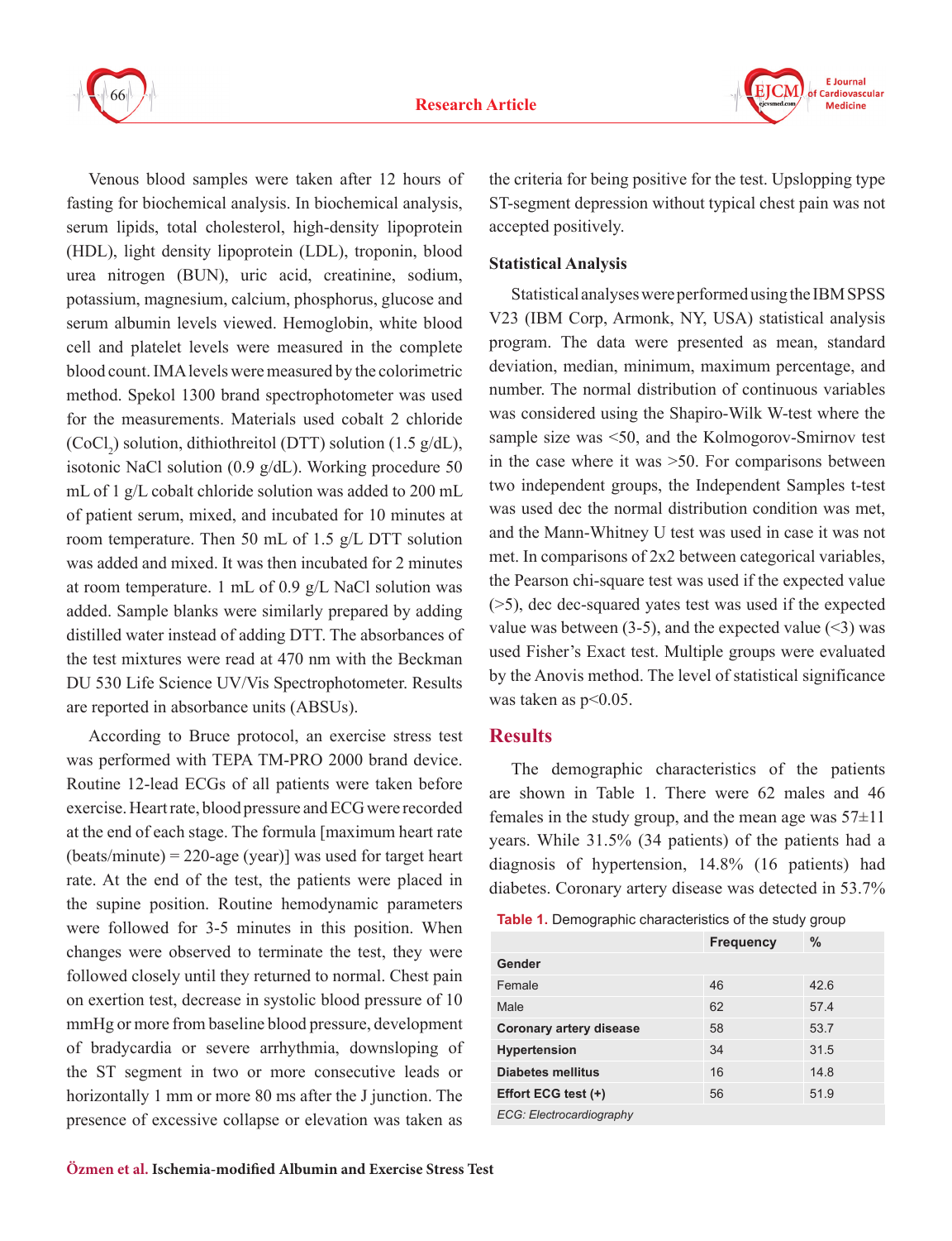Venous blood samples were taken after 12 hours of fasting for biochemical analysis. In biochemical analysis, serum lipids, total cholesterol, high-density lipoprotein (HDL), light density lipoprotein (LDL), troponin, blood urea nitrogen (BUN), uric acid, creatinine, sodium, potassium, magnesium, calcium, phosphorus, glucose and serum albumin levels viewed. Hemoglobin, white blood cell and platelet levels were measured in the complete blood count. IMA levels were measured by the colorimetric method. Spekol 1300 brand spectrophotometer was used for the measurements. Materials used cobalt 2 chloride ($CoCl_2$) solution, dithiothreitol (DTT) solution (1.5 g/dL), isotonic NaCl solution (0.9 g/dL). Working procedure 50 mL of 1 g/L cobalt chloride solution was added to 200 mL of patient serum, mixed, and incubated for 10 minutes at room temperature. Then 50 mL of 1.5 g/L DTT solution was added and mixed. It was then incubated for 2 minutes at room temperature. 1 mL of 0.9 g/L NaCl solution was added. Sample blanks were similarly prepared by adding distilled water instead of adding DTT. The absorbances of the test mixtures were read at 470 nm with the Beckman DU 530 Life Science UV/Vis Spectrophotometer. Results are reported in absorbance units (ABSUs).

According to Bruce protocol, an exercise stress test was performed with TEPA TM-PRO 2000 brand device. Routine 12-lead ECGs of all patients were taken before exercise. Heart rate, blood pressure and ECG were recorded at the end of each stage. The formula [maximum heart rate (beats/minute) = 220-age (year)] was used for target heart rate. At the end of the test, the patients were placed in the supine position. Routine hemodynamic parameters were followed for 3-5 minutes in this position. When changes were observed to terminate the test, they were followed closely until they returned to normal. Chest pain on exertion test, decrease in systolic blood pressure of 10 mmHg or more from baseline blood pressure, development of bradycardia or severe arrhythmia, downsloping of the ST segment in two or more consecutive leads or horizontally 1 mm or more 80 ms after the J junction. The presence of excessive collapse or elevation was taken as the criteria for being positive for the test. Upslopping type ST-segment depression without typical chest pain was not accepted positively.

### Statistical Analysis

Statistical analyses were performed using the IBM SPSS V23 (IBM Corp, Armonk, NY, USA) statistical analysis program. The data were presented as mean, standard deviation, median, minimum, maximum percentage, and number. The normal distribution of continuous variables was considered using the Shapiro-Wilk W-test where the sample size was <50, and the Kolmogorov-Smirnov test in the case where it was >50. For comparisons between two independent groups, the Independent Samples t-test was used dec the normal distribution condition was met, and the Mann-Whitney U test was used in case it was not met. In comparisons of 2x2 between categorical variables, the Pearson chi-square test was used if the expected value (>5), dec dec-squared yates test was used if the expected value was between (3-5), and the expected value (<3) was used Fisher's Exact test. Multiple groups were evaluated by the Anovis method. The level of statistical significance was taken as $p<0.05$.

## Results

The demographic characteristics of the patients are shown in Table 1. There were 62 males and 46 females in the study group, and the mean age was 57±11 years. While 31.5% (34 patients) of the patients had a diagnosis of hypertension, 14.8% (16 patients) had diabetes. Coronary artery disease was detected in 53.7%

**Table 1.** Demographic characteristics of the study group

| | Frequency | % |
|---|---|---|
| **Gender** | | |
| Female | 46 | 42.6 |
| Male | 62 | 57.4 |
| **Coronary artery disease** | 58 | 53.7 |
| **Hypertension** | 34 | 31.5 |
| **Diabetes mellitus** | 16 | 14.8 |
| **Effort ECG test (+)** | 56 | 51.9 |

*ECG: Electrocardiography*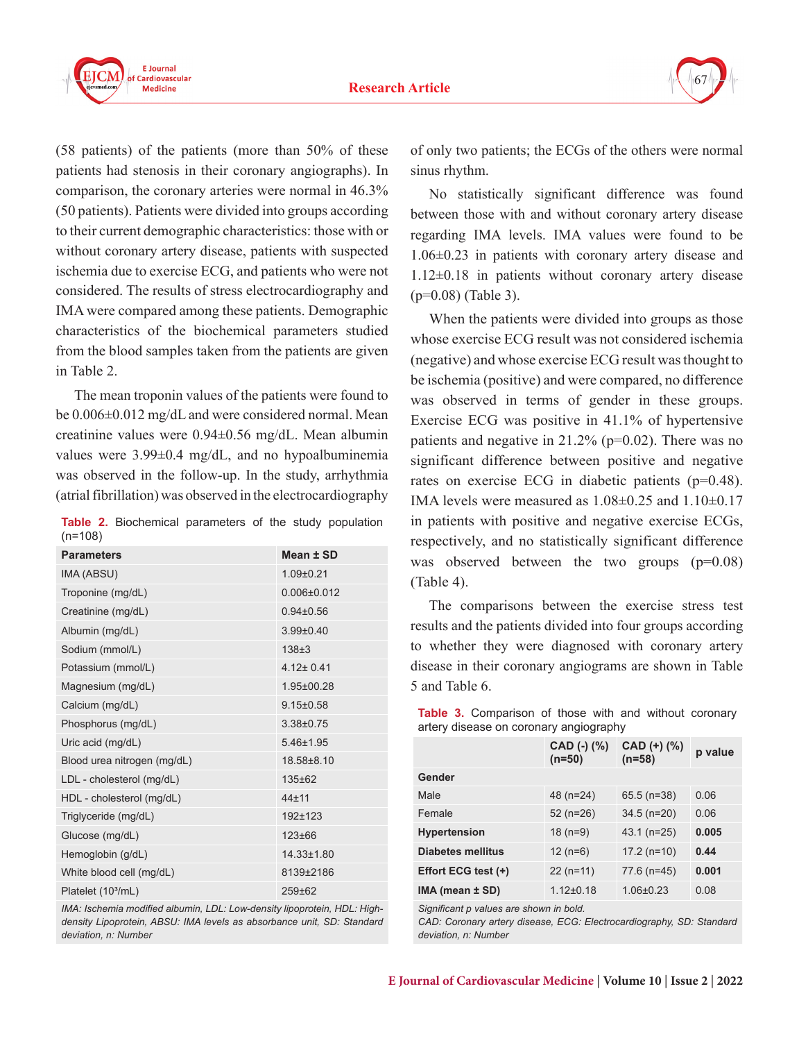(58 patients) of the patients (more than 50% of these patients had stenosis in their coronary angiographs). In comparison, the coronary arteries were normal in 46.3% (50 patients). Patients were divided into groups according to their current demographic characteristics: those with or without coronary artery disease, patients with suspected ischemia due to exercise ECG, and patients who were not considered. The results of stress electrocardiography and IMA were compared among these patients. Demographic characteristics of the biochemical parameters studied from the blood samples taken from the patients are given in Table 2.

The mean troponin values of the patients were found to be 0.006±0.012 mg/dL and were considered normal. Mean creatinine values were 0.94±0.56 mg/dL. Mean albumin values were 3.99±0.4 mg/dL, and no hypoalbuminemia was observed in the follow-up. In the study, arrhythmia (atrial fibrillation) was observed in the electrocardiography of only two patients; the ECGs of the others were normal sinus rhythm.

**Table 2.** Biochemical parameters of the study population (n=108)

| Parameters | Mean ± SD |
|---|---|
| IMA (ABSU) | 1.09±0.21 |
| Troponine (mg/dL) | 0.006±0.012 |
| Creatinine (mg/dL) | 0.94±0.56 |
| Albumin (mg/dL) | 3.99±0.40 |
| Sodium (mmol/L) | 138±3 |
| Potassium (mmol/L) | 4.12± 0.41 |
| Magnesium (mg/dL) | 1.95±00.28 |
| Calcium (mg/dL) | 9.15±0.58 |
| Phosphorus (mg/dL) | 3.38±0.75 |
| Uric acid (mg/dL) | 5.46±1.95 |
| Blood urea nitrogen (mg/dL) | 18.58±8.10 |
| LDL - cholesterol (mg/dL) | 135±62 |
| HDL - cholesterol (mg/dL) | 44±11 |
| Triglyceride (mg/dL) | 192±123 |
| Glucose (mg/dL) | 123±66 |
| Hemoglobin (g/dL) | 14.33±1.80 |
| White blood cell (mg/dL) | 8139±2186 |
| Platelet ($10^3$/mL) | 259±62 |

*IMA: Ischemia modified albumin, LDL: Low-density lipoprotein, HDL: High-density Lipoprotein, ABSU: IMA levels as absorbance unit, SD: Standard deviation, n: Number*

No statistically significant difference was found between those with and without coronary artery disease regarding IMA levels. IMA values were found to be 1.06±0.23 in patients with coronary artery disease and 1.12±0.18 in patients without coronary artery disease (p=0.08) (Table 3).

When the patients were divided into groups as those whose exercise ECG result was not considered ischemia (negative) and whose exercise ECG result was thought to be ischemia (positive) and were compared, no difference was observed in terms of gender in these groups. Exercise ECG was positive in 41.1% of hypertensive patients and negative in 21.2% (p=0.02). There was no significant difference between positive and negative rates on exercise ECG in diabetic patients (p=0.48). IMA levels were measured as 1.08±0.25 and 1.10±0.17 in patients with positive and negative exercise ECGs, respectively, and no statistically significant difference was observed between the two groups (p=0.08) (Table 4).

The comparisons between the exercise stress test results and the patients divided into four groups according to whether they were diagnosed with coronary artery disease in their coronary angiograms are shown in Table 5 and Table 6.

**Table 3.** Comparison of those with and without coronary artery disease on coronary angiography

| | CAD (-) (%) (n=50) | CAD (+) (%) (n=58) | p value |
|---|---|---|---|
| **Gender** | | | |
| Male | 48 (n=24) | 65.5 (n=38) | 0.06 |
| Female | 52 (n=26) | 34.5 (n=20) | 0.06 |
| **Hypertension** | 18 (n=9) | 43.1 (n=25) | **0.005** |
| **Diabetes mellitus** | 12 (n=6) | 17.2 (n=10) | **0.44** |
| **Effort ECG test (+)** | 22 (n=11) | 77.6 (n=45) | **0.001** |
| **IMA (mean ± SD)** | 1.12±0.18 | 1.06±0.23 | 0.08 |

*Significant p values are shown in bold.*
*CAD: Coronary artery disease, ECG: Electrocardiography, SD: Standard deviation, n: Number*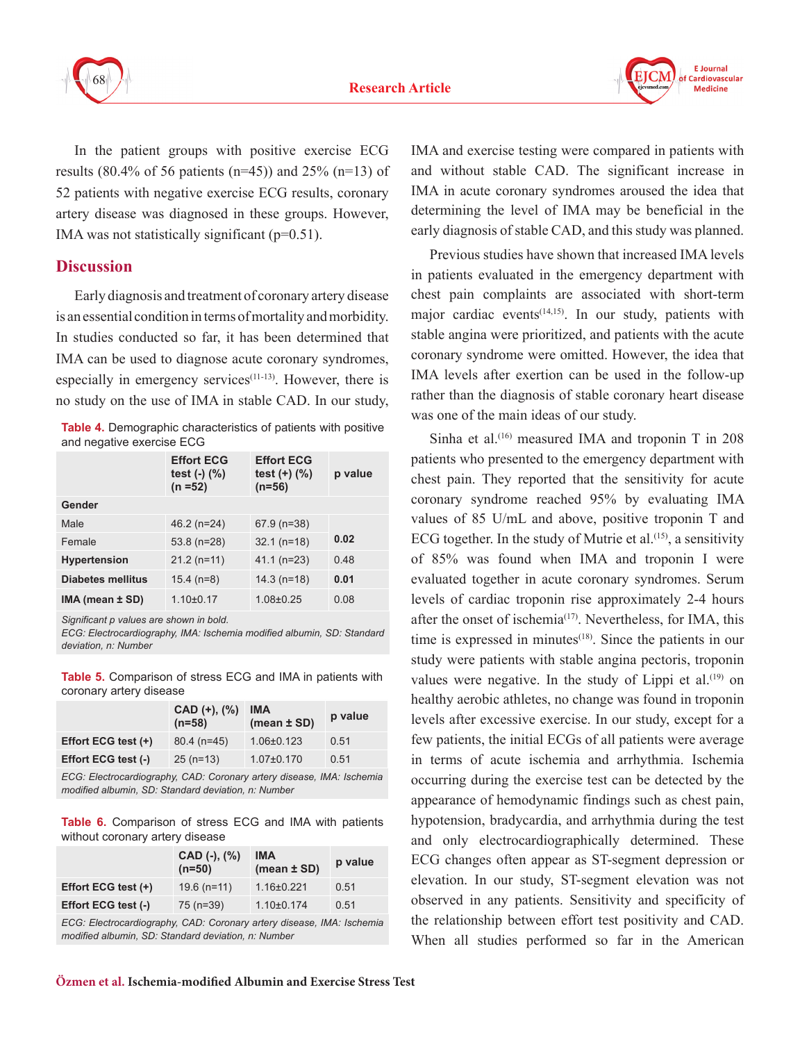In the patient groups with positive exercise ECG results (80.4% of 56 patients (n=45)) and 25% (n=13) of 52 patients with negative exercise ECG results, coronary artery disease was diagnosed in these groups. However, IMA was not statistically significant (p=0.51).

## Discussion

Early diagnosis and treatment of coronary artery disease is an essential condition in terms of mortality and morbidity. In studies conducted so far, it has been determined that IMA can be used to diagnose acute coronary syndromes, especially in emergency services[11-13]. However, there is no study on the use of IMA in stable CAD. In our study, IMA and exercise testing were compared in patients with and without stable CAD. The significant increase in IMA in acute coronary syndromes aroused the idea that determining the level of IMA may be beneficial in the early diagnosis of stable CAD, and this study was planned.

**Table 4.** Demographic characteristics of patients with positive and negative exercise ECG

| | Effort ECG test (-) (%) (n =52) | Effort ECG test (+) (%) (n=56) | p value |
|---|---|---|---|
| **Gender** | | | |
| Male | 46.2 (n=24) | 67.9 (n=38) | **0.02** |
| Female | 53.8 (n=28) | 32.1 (n=18) | |
| **Hypertension** | 21.2 (n=11) | 41.1 (n=23) | 0.48 |
| **Diabetes mellitus** | 15.4 (n=8) | 14.3 (n=18) | **0.01** |
| **IMA (mean ± SD)** | 1.10±0.17 | 1.08±0.25 | 0.08 |

*Significant p values are shown in bold.*
*ECG: Electrocardiography, IMA: Ischemia modified albumin, SD: Standard deviation, n: Number*

**Table 5.** Comparison of stress ECG and IMA in patients with coronary artery disease

| | CAD (+), (%) (n=58) | IMA (mean ± SD) | p value |
|---|---|---|---|
| **Effort ECG test (+)** | 80.4 (n=45) | 1.06±0.123 | 0.51 |
| **Effort ECG test (-)** | 25 (n=13) | 1.07±0.170 | 0.51 |

*ECG: Electrocardiography, CAD: Coronary artery disease, IMA: Ischemia modified albumin, SD: Standard deviation, n: Number*

**Table 6.** Comparison of stress ECG and IMA with patients without coronary artery disease

| | CAD (-), (%) (n=50) | IMA (mean ± SD) | p value |
|---|---|---|---|
| **Effort ECG test (+)** | 19.6 (n=11) | 1.16±0.221 | 0.51 |
| **Effort ECG test (-)** | 75 (n=39) | 1.10±0.174 | 0.51 |

*ECG: Electrocardiography, CAD: Coronary artery disease, IMA: Ischemia modified albumin, SD: Standard deviation, n: Number*

Previous studies have shown that increased IMA levels in patients evaluated in the emergency department with chest pain complaints are associated with short-term major cardiac events[14,15]. In our study, patients with stable angina were prioritized, and patients with the acute coronary syndrome were omitted. However, the idea that IMA levels after exertion can be used in the follow-up rather than the diagnosis of stable coronary heart disease was one of the main ideas of our study.

Sinha et al.[16] measured IMA and troponin T in 208 patients who presented to the emergency department with chest pain. They reported that the sensitivity for acute coronary syndrome reached 95% by evaluating IMA values of 85 U/mL and above, positive troponin T and ECG together. In the study of Mutrie et al.[15], a sensitivity of 85% was found when IMA and troponin I were evaluated together in acute coronary syndromes. Serum levels of cardiac troponin rise approximately 2-4 hours after the onset of ischemia[17]. Nevertheless, for IMA, this time is expressed in minutes[18]. Since the patients in our study were patients with stable angina pectoris, troponin values were negative. In the study of Lippi et al.[19] on healthy aerobic athletes, no change was found in troponin levels after excessive exercise. In our study, except for a few patients, the initial ECGs of all patients were average in terms of acute ischemia and arrhythmia. Ischemia occurring during the exercise test can be detected by the appearance of hemodynamic findings such as chest pain, hypotension, bradycardia, and arrhythmia during the test and only electrocardiographically determined. These ECG changes often appear as ST-segment depression or elevation. In our study, ST-segment elevation was not observed in any patients. Sensitivity and specificity of the relationship between effort test positivity and CAD. When all studies performed so far in the American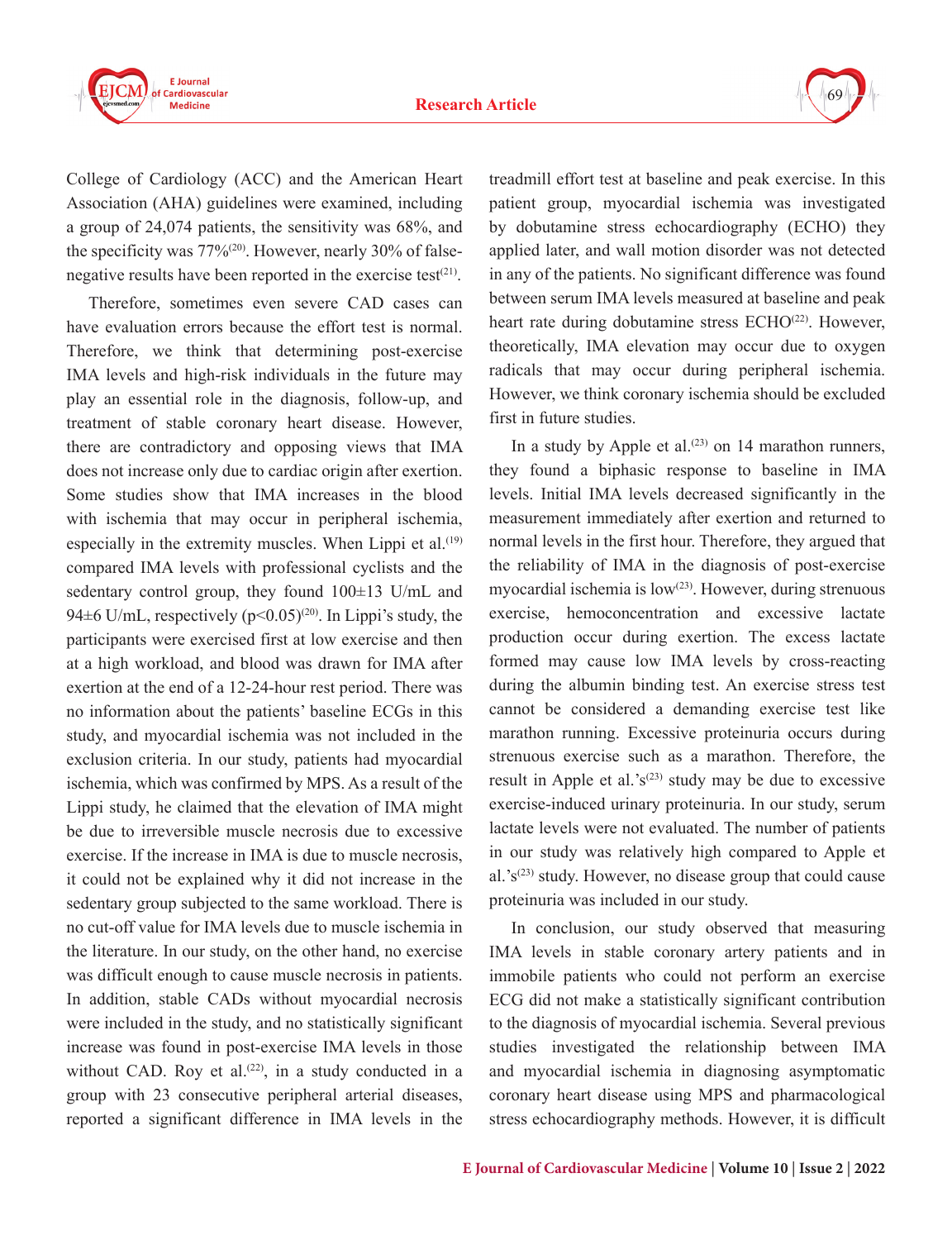College of Cardiology (ACC) and the American Heart Association (AHA) guidelines were examined, including a group of 24,074 patients, the sensitivity was 68%, and the specificity was 77%[20]. However, nearly 30% of false-negative results have been reported in the exercise test[21].

Therefore, sometimes even severe CAD cases can have evaluation errors because the effort test is normal. Therefore, we think that determining post-exercise IMA levels and high-risk individuals in the future may play an essential role in the diagnosis, follow-up, and treatment of stable coronary heart disease. However, there are contradictory and opposing views that IMA does not increase only due to cardiac origin after exertion. Some studies show that IMA increases in the blood with ischemia that may occur in peripheral ischemia, especially in the extremity muscles. When Lippi et al.[19] compared IMA levels with professional cyclists and the sedentary control group, they found 100±13 U/mL and 94±6 U/mL, respectively ($p<0.05$)[20]. In Lippi's study, the participants were exercised first at low exercise and then at a high workload, and blood was drawn for IMA after exertion at the end of a 12-24-hour rest period. There was no information about the patients' baseline ECGs in this study, and myocardial ischemia was not included in the exclusion criteria. In our study, patients had myocardial ischemia, which was confirmed by MPS. As a result of the Lippi study, he claimed that the elevation of IMA might be due to irreversible muscle necrosis due to excessive exercise. If the increase in IMA is due to muscle necrosis, it could not be explained why it did not increase in the sedentary group subjected to the same workload. There is no cut-off value for IMA levels due to muscle ischemia in the literature. In our study, on the other hand, no exercise was difficult enough to cause muscle necrosis in patients. In addition, stable CADs without myocardial necrosis were included in the study, and no statistically significant increase was found in post-exercise IMA levels in those without CAD. Roy et al.[22], in a study conducted in a group with 23 consecutive peripheral arterial diseases, reported a significant difference in IMA levels in the treadmill effort test at baseline and peak exercise. In this patient group, myocardial ischemia was investigated by dobutamine stress echocardiography (ECHO) they applied later, and wall motion disorder was not detected in any of the patients. No significant difference was found between serum IMA levels measured at baseline and peak heart rate during dobutamine stress ECHO[22]. However, theoretically, IMA elevation may occur due to oxygen radicals that may occur during peripheral ischemia. However, we think coronary ischemia should be excluded first in future studies.

In a study by Apple et al.[23] on 14 marathon runners, they found a biphasic response to baseline in IMA levels. Initial IMA levels decreased significantly in the measurement immediately after exertion and returned to normal levels in the first hour. Therefore, they argued that the reliability of IMA in the diagnosis of post-exercise myocardial ischemia is low[23]. However, during strenuous exercise, hemoconcentration and excessive lactate production occur during exertion. The excess lactate formed may cause low IMA levels by cross-reacting during the albumin binding test. An exercise stress test cannot be considered a demanding exercise test like marathon running. Excessive proteinuria occurs during strenuous exercise such as a marathon. Therefore, the result in Apple et al.'s[23] study may be due to excessive exercise-induced urinary proteinuria. In our study, serum lactate levels were not evaluated. The number of patients in our study was relatively high compared to Apple et al.'s[23] study. However, no disease group that could cause proteinuria was included in our study.

In conclusion, our study observed that measuring IMA levels in stable coronary artery patients and in immobile patients who could not perform an exercise ECG did not make a statistically significant contribution to the diagnosis of myocardial ischemia. Several previous studies investigated the relationship between IMA and myocardial ischemia in diagnosing asymptomatic coronary heart disease using MPS and pharmacological stress echocardiography methods. However, it is difficult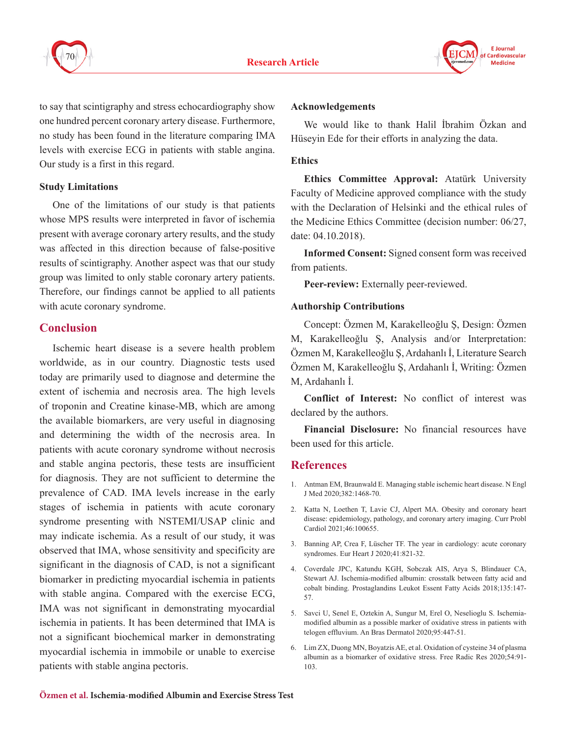to say that scintigraphy and stress echocardiography show one hundred percent coronary artery disease. Furthermore, no study has been found in the literature comparing IMA levels with exercise ECG in patients with stable angina. Our study is a first in this regard.

### Study Limitations

One of the limitations of our study is that patients whose MPS results were interpreted in favor of ischemia present with average coronary artery results, and the study was affected in this direction because of false-positive results of scintigraphy. Another aspect was that our study group was limited to only stable coronary artery patients. Therefore, our findings cannot be applied to all patients with acute coronary syndrome.

## Conclusion

Ischemic heart disease is a severe health problem worldwide, as in our country. Diagnostic tests used today are primarily used to diagnose and determine the extent of ischemia and necrosis area. The high levels of troponin and Creatine kinase-MB, which are among the available biomarkers, are very useful in diagnosing and determining the width of the necrosis area. In patients with acute coronary syndrome without necrosis and stable angina pectoris, these tests are insufficient for diagnosis. They are not sufficient to determine the prevalence of CAD. IMA levels increase in the early stages of ischemia in patients with acute coronary syndrome presenting with NSTEMI/USAP clinic and may indicate ischemia. As a result of our study, it was observed that IMA, whose sensitivity and specificity are significant in the diagnosis of CAD, is not a significant biomarker in predicting myocardial ischemia in patients with stable angina. Compared with the exercise ECG, IMA was not significant in demonstrating myocardial ischemia in patients. It has been determined that IMA is not a significant biochemical marker in demonstrating myocardial ischemia in immobile or unable to exercise patients with stable angina pectoris.

### Acknowledgements

We would like to thank Halil İbrahim Özkan and Hüseyin Ede for their efforts in analyzing the data.

### Ethics

**Ethics Committee Approval:** Atatürk University Faculty of Medicine approved compliance with the study with the Declaration of Helsinki and the ethical rules of the Medicine Ethics Committee (decision number: 06/27, date: 04.10.2018).

**Informed Consent:** Signed consent form was received from patients.

**Peer-review:** Externally peer-reviewed.

### Authorship Contributions

Concept: Özmen M, Karakelleoğlu Ş, Design: Özmen M, Karakelleoğlu Ş, Analysis and/or Interpretation: Özmen M, Karakelleoğlu Ş, Ardahanlı İ, Literature Search Özmen M, Karakelleoğlu Ş, Ardahanlı İ, Writing: Özmen M, Ardahanlı İ.

**Conflict of Interest:** No conflict of interest was declared by the authors.

**Financial Disclosure:** No financial resources have been used for this article.

## References

1. Antman EM, Braunwald E. Managing stable ischemic heart disease. N Engl J Med 2020;382:1468-70.
2. Katta N, Loethen T, Lavie CJ, Alpert MA. Obesity and coronary heart disease: epidemiology, pathology, and coronary artery imaging. Curr Probl Cardiol 2021;46:100655.
3. Banning AP, Crea F, Lüscher TF. The year in cardiology: acute coronary syndromes. Eur Heart J 2020;41:821-32.
4. Coverdale JPC, Katundu KGH, Sobczak AIS, Arya S, Blindauer CA, Stewart AJ. Ischemia-modified albumin: crosstalk between fatty acid and cobalt binding. Prostaglandins Leukot Essent Fatty Acids 2018;135:147-57.
5. Savci U, Senel E, Oztekin A, Sungur M, Erel O, Neselioglu S. Ischemia-modified albumin as a possible marker of oxidative stress in patients with telogen effluvium. An Bras Dermatol 2020;95:447-51.
6. Lim ZX, Duong MN, Boyatzis AE, et al. Oxidation of cysteine 34 of plasma albumin as a biomarker of oxidative stress. Free Radic Res 2020;54:91-103.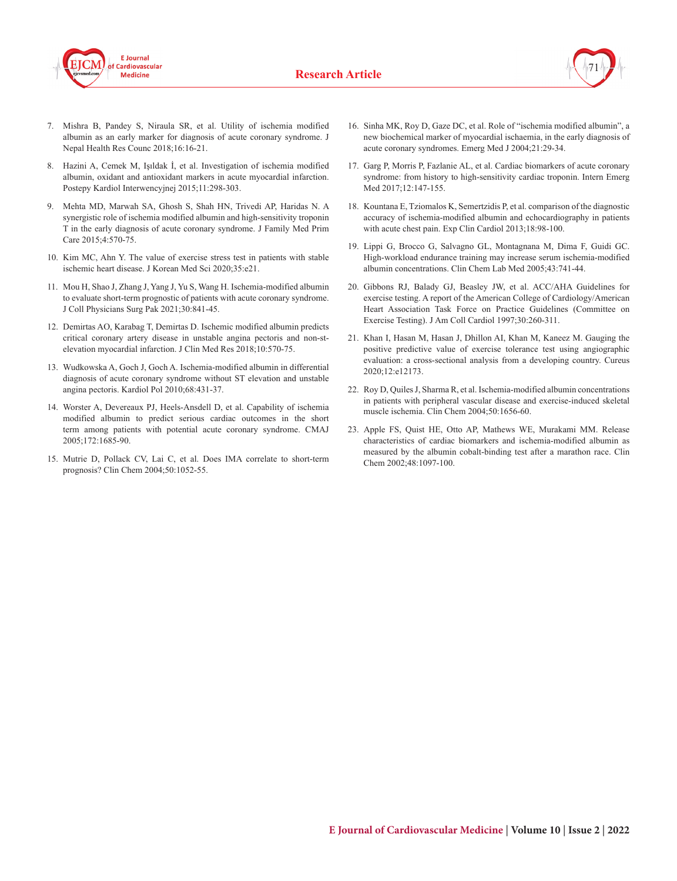7. Mishra B, Pandey S, Niraula SR, et al. Utility of ischemia modified albumin as an early marker for diagnosis of acute coronary syndrome. J Nepal Health Res Counc 2018;16:16-21.

8. Hazini A, Cemek M, Işıldak İ, et al. Investigation of ischemia modified albumin, oxidant and antioxidant markers in acute myocardial infarction. Postepy Kardiol Interwencyjnej 2015;11:298-303.

9. Mehta MD, Marwah SA, Ghosh S, Shah HN, Trivedi AP, Haridas N. A synergistic role of ischemia modified albumin and high-sensitivity troponin T in the early diagnosis of acute coronary syndrome. J Family Med Prim Care 2015;4:570-75.

10. Kim MC, Ahn Y. The value of exercise stress test in patients with stable ischemic heart disease. J Korean Med Sci 2020;35:e21.

11. Mou H, Shao J, Zhang J, Yang J, Yu S, Wang H. Ischemia-modified albumin to evaluate short-term prognostic of patients with acute coronary syndrome. J Coll Physicians Surg Pak 2021;30:841-45.

12. Demirtas AO, Karabag T, Demirtas D. Ischemic modified albumin predicts critical coronary artery disease in unstable angina pectoris and non-st-elevation myocardial infarction. J Clin Med Res 2018;10:570-75.

13. Wudkowska A, Goch J, Goch A. Ischemia-modified albumin in differential diagnosis of acute coronary syndrome without ST elevation and unstable angina pectoris. Kardiol Pol 2010;68:431-37.

14. Worster A, Devereaux PJ, Heels-Ansdell D, et al. Capability of ischemia modified albumin to predict serious cardiac outcomes in the short term among patients with potential acute coronary syndrome. CMAJ 2005;172:1685-90.

15. Mutrie D, Pollack CV, Lai C, et al. Does IMA correlate to short-term prognosis? Clin Chem 2004;50:1052-55.

16. Sinha MK, Roy D, Gaze DC, et al. Role of "ischemia modified albumin", a new biochemical marker of myocardial ischaemia, in the early diagnosis of acute coronary syndromes. Emerg Med J 2004;21:29-34.

17. Garg P, Morris P, Fazlanie AL, et al. Cardiac biomarkers of acute coronary syndrome: from history to high-sensitivity cardiac troponin. Intern Emerg Med 2017;12:147-155.

18. Kountana E, Tziomalos K, Semertzidis P, et al. comparison of the diagnostic accuracy of ischemia-modified albumin and echocardiography in patients with acute chest pain. Exp Clin Cardiol 2013;18:98-100.

19. Lippi G, Brocco G, Salvagno GL, Montagnana M, Dima F, Guidi GC. High-workload endurance training may increase serum ischemia-modified albumin concentrations. Clin Chem Lab Med 2005;43:741-44.

20. Gibbons RJ, Balady GJ, Beasley JW, et al. ACC/AHA Guidelines for exercise testing. A report of the American College of Cardiology/American Heart Association Task Force on Practice Guidelines (Committee on Exercise Testing). J Am Coll Cardiol 1997;30:260-311.

21. Khan I, Hasan M, Hasan J, Dhillon AI, Khan M, Kaneez M. Gauging the positive predictive value of exercise tolerance test using angiographic evaluation: a cross-sectional analysis from a developing country. Cureus 2020;12:e12173.

22. Roy D, Quiles J, Sharma R, et al. Ischemia-modified albumin concentrations in patients with peripheral vascular disease and exercise-induced skeletal muscle ischemia. Clin Chem 2004;50:1656-60.

23. Apple FS, Quist HE, Otto AP, Mathews WE, Murakami MM. Release characteristics of cardiac biomarkers and ischemia-modified albumin as measured by the albumin cobalt-binding test after a marathon race. Clin Chem 2002;48:1097-100.